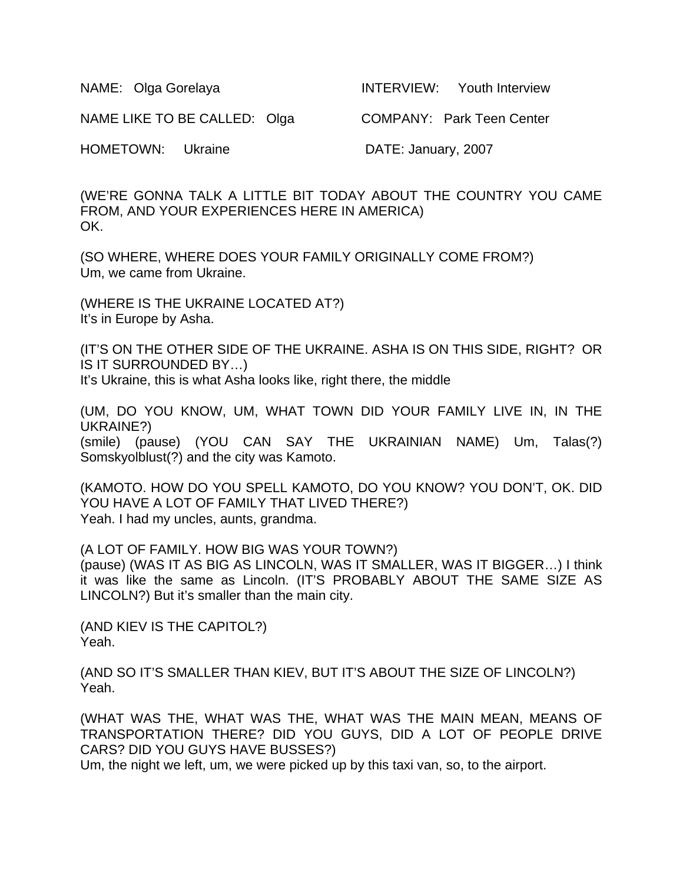NAME: Olga Gorelaya

INTERVIEW: Youth Interview

NAME LIKE TO BE CALLED: Olga

COMPANY: Park Teen Center

HOMETOWN: Ukraine

DATE: January, 2007

(WE'RE GONNA TALK A LITTLE BIT TODAY ABOUT THE COUNTRY YOU CAME FROM, AND YOUR EXPERIENCES HERE IN AMERICA)
OK.

(SO WHERE, WHERE DOES YOUR FAMILY ORIGINALLY COME FROM?)
Um, we came from Ukraine.

(WHERE IS THE UKRAINE LOCATED AT?)
It's in Europe by Asha.

(IT'S ON THE OTHER SIDE OF THE UKRAINE. ASHA IS ON THIS SIDE, RIGHT? OR IS IT SURROUNDED BY…)
It's Ukraine, this is what Asha looks like, right there, the middle

(UM, DO YOU KNOW, UM, WHAT TOWN DID YOUR FAMILY LIVE IN, IN THE UKRAINE?)
(smile) (pause) (YOU CAN SAY THE UKRAINIAN NAME) Um, Talas(?) Somskyolblust(?) and the city was Kamoto.

(KAMOTO. HOW DO YOU SPELL KAMOTO, DO YOU KNOW? YOU DON'T, OK. DID YOU HAVE A LOT OF FAMILY THAT LIVED THERE?)
Yeah. I had my uncles, aunts, grandma.

(A LOT OF FAMILY. HOW BIG WAS YOUR TOWN?)
(pause) (WAS IT AS BIG AS LINCOLN, WAS IT SMALLER, WAS IT BIGGER…) I think it was like the same as Lincoln. (IT'S PROBABLY ABOUT THE SAME SIZE AS LINCOLN?) But it's smaller than the main city.

(AND KIEV IS THE CAPITOL?)
Yeah.

(AND SO IT'S SMALLER THAN KIEV, BUT IT'S ABOUT THE SIZE OF LINCOLN?)
Yeah.

(WHAT WAS THE, WHAT WAS THE, WHAT WAS THE MAIN MEAN, MEANS OF TRANSPORTATION THERE? DID YOU GUYS, DID A LOT OF PEOPLE DRIVE CARS? DID YOU GUYS HAVE BUSSES?)
Um, the night we left, um, we were picked up by this taxi van, so, to the airport.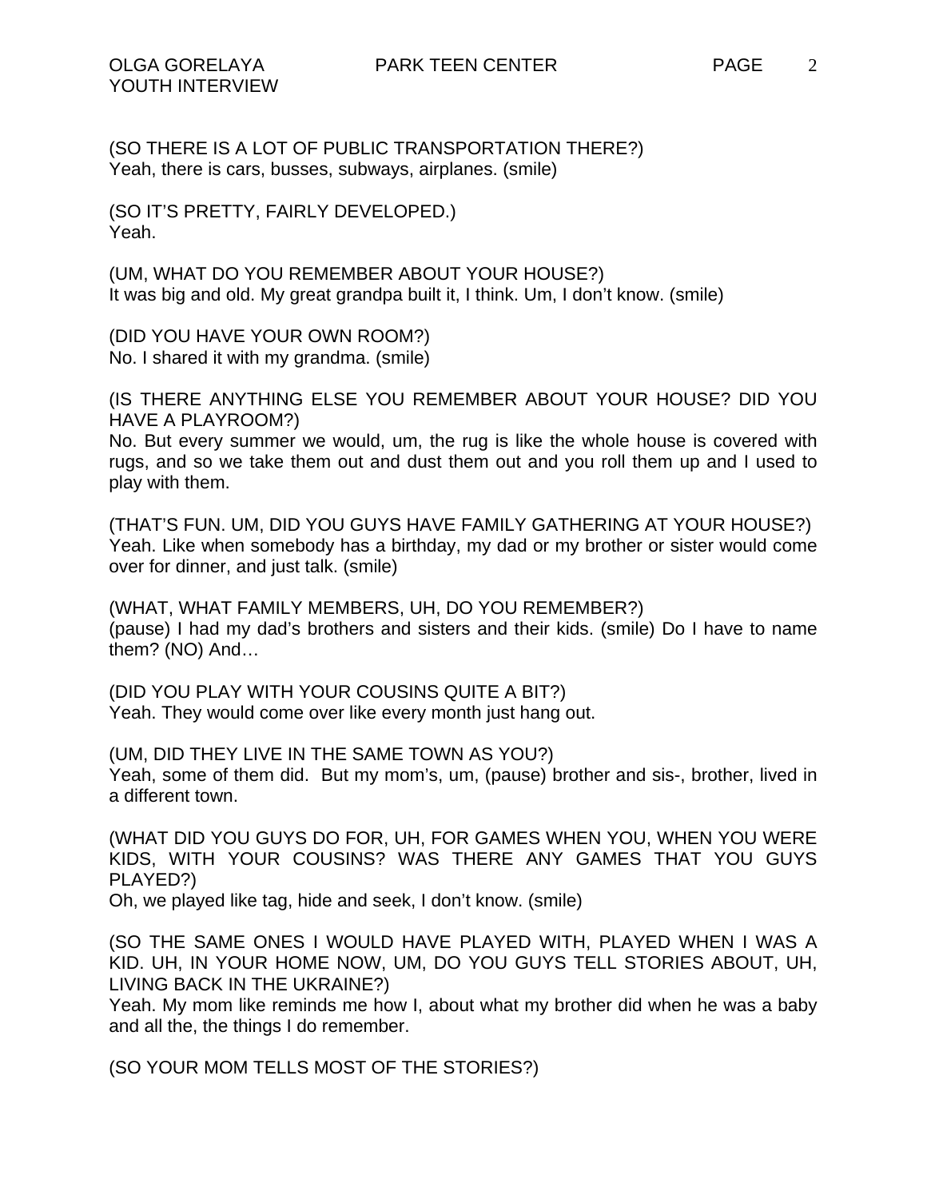(SO THERE IS A LOT OF PUBLIC TRANSPORTATION THERE?)
Yeah, there is cars, busses, subways, airplanes. (smile)

(SO IT'S PRETTY, FAIRLY DEVELOPED.)
Yeah.

(UM, WHAT DO YOU REMEMBER ABOUT YOUR HOUSE?)
It was big and old. My great grandpa built it, I think. Um, I don't know. (smile)

(DID YOU HAVE YOUR OWN ROOM?)
No. I shared it with my grandma. (smile)

(IS THERE ANYTHING ELSE YOU REMEMBER ABOUT YOUR HOUSE? DID YOU HAVE A PLAYROOM?)
No. But every summer we would, um, the rug is like the whole house is covered with rugs, and so we take them out and dust them out and you roll them up and I used to play with them.

(THAT'S FUN. UM, DID YOU GUYS HAVE FAMILY GATHERING AT YOUR HOUSE?)
Yeah. Like when somebody has a birthday, my dad or my brother or sister would come over for dinner, and just talk. (smile)

(WHAT, WHAT FAMILY MEMBERS, UH, DO YOU REMEMBER?)
(pause) I had my dad's brothers and sisters and their kids. (smile) Do I have to name them? (NO) And…

(DID YOU PLAY WITH YOUR COUSINS QUITE A BIT?)
Yeah. They would come over like every month just hang out.

(UM, DID THEY LIVE IN THE SAME TOWN AS YOU?)
Yeah, some of them did. But my mom's, um, (pause) brother and sis-, brother, lived in a different town.

(WHAT DID YOU GUYS DO FOR, UH, FOR GAMES WHEN YOU, WHEN YOU WERE KIDS, WITH YOUR COUSINS? WAS THERE ANY GAMES THAT YOU GUYS PLAYED?)
Oh, we played like tag, hide and seek, I don't know. (smile)

(SO THE SAME ONES I WOULD HAVE PLAYED WITH, PLAYED WHEN I WAS A KID. UH, IN YOUR HOME NOW, UM, DO YOU GUYS TELL STORIES ABOUT, UH, LIVING BACK IN THE UKRAINE?)
Yeah. My mom like reminds me how I, about what my brother did when he was a baby and all the, the things I do remember.

(SO YOUR MOM TELLS MOST OF THE STORIES?)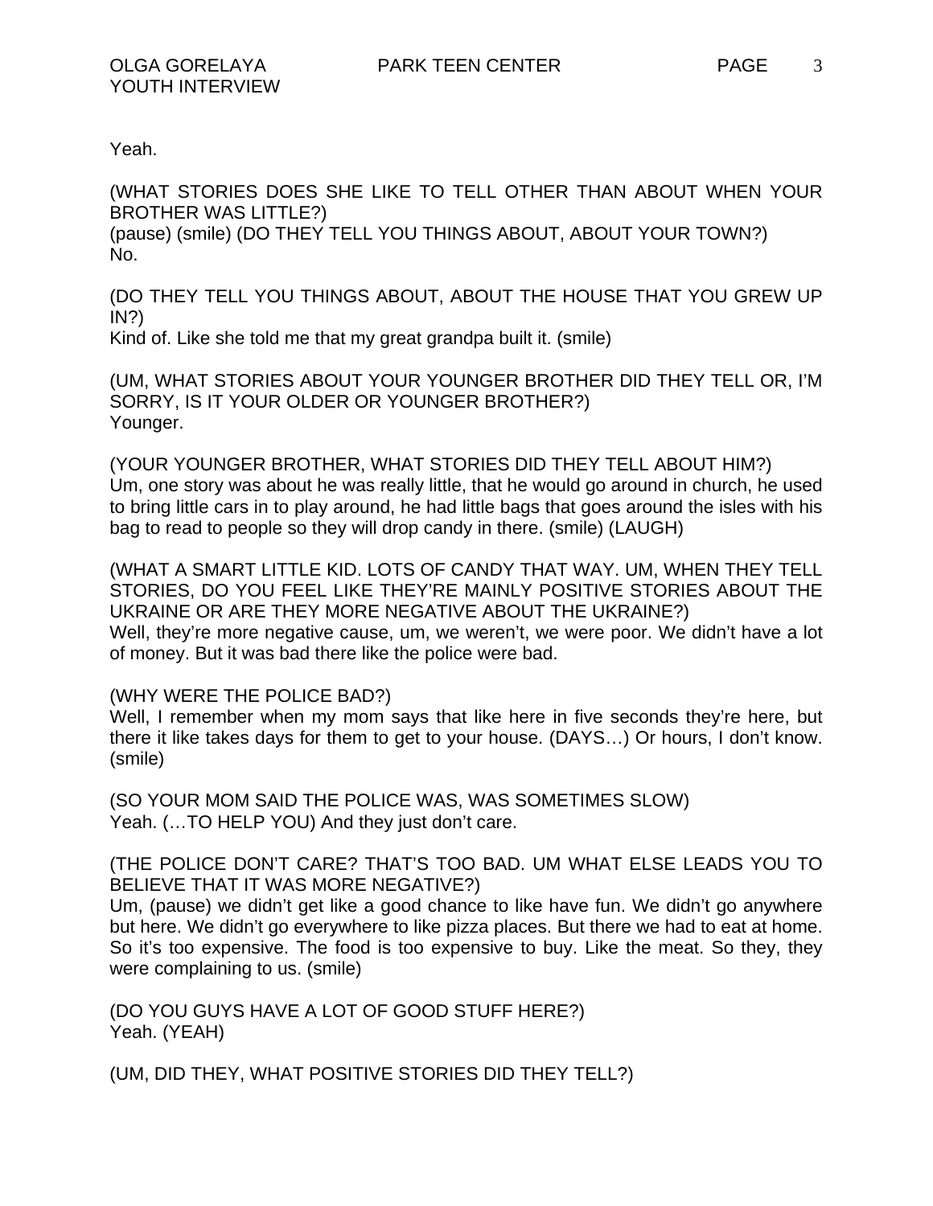Yeah.

(WHAT STORIES DOES SHE LIKE TO TELL OTHER THAN ABOUT WHEN YOUR BROTHER WAS LITTLE?)
(pause) (smile) (DO THEY TELL YOU THINGS ABOUT, ABOUT YOUR TOWN?)
No.

(DO THEY TELL YOU THINGS ABOUT, ABOUT THE HOUSE THAT YOU GREW UP IN?)
Kind of. Like she told me that my great grandpa built it. (smile)

(UM, WHAT STORIES ABOUT YOUR YOUNGER BROTHER DID THEY TELL OR, I'M SORRY, IS IT YOUR OLDER OR YOUNGER BROTHER?)
Younger.

(YOUR YOUNGER BROTHER, WHAT STORIES DID THEY TELL ABOUT HIM?)
Um, one story was about he was really little, that he would go around in church, he used to bring little cars in to play around, he had little bags that goes around the isles with his bag to read to people so they will drop candy in there. (smile) (LAUGH)

(WHAT A SMART LITTLE KID. LOTS OF CANDY THAT WAY. UM, WHEN THEY TELL STORIES, DO YOU FEEL LIKE THEY'RE MAINLY POSITIVE STORIES ABOUT THE UKRAINE OR ARE THEY MORE NEGATIVE ABOUT THE UKRAINE?)
Well, they're more negative cause, um, we weren't, we were poor. We didn't have a lot of money. But it was bad there like the police were bad.

(WHY WERE THE POLICE BAD?)
Well, I remember when my mom says that like here in five seconds they're here, but there it like takes days for them to get to your house. (DAYS…) Or hours, I don't know. (smile)

(SO YOUR MOM SAID THE POLICE WAS, WAS SOMETIMES SLOW)
Yeah. (…TO HELP YOU) And they just don't care.

(THE POLICE DON'T CARE? THAT'S TOO BAD. UM WHAT ELSE LEADS YOU TO BELIEVE THAT IT WAS MORE NEGATIVE?)
Um, (pause) we didn't get like a good chance to like have fun. We didn't go anywhere but here. We didn't go everywhere to like pizza places. But there we had to eat at home. So it's too expensive. The food is too expensive to buy. Like the meat. So they, they were complaining to us. (smile)

(DO YOU GUYS HAVE A LOT OF GOOD STUFF HERE?)
Yeah. (YEAH)

(UM, DID THEY, WHAT POSITIVE STORIES DID THEY TELL?)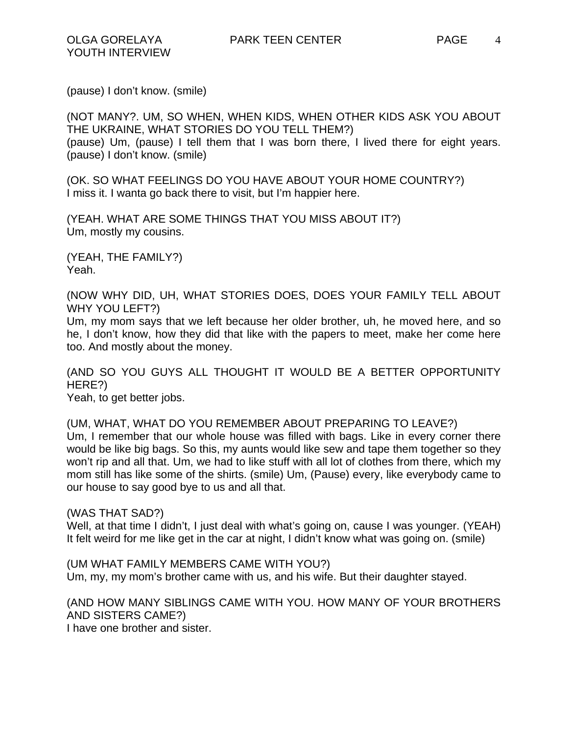(pause) I don't know. (smile)

(NOT MANY?. UM, SO WHEN, WHEN KIDS, WHEN OTHER KIDS ASK YOU ABOUT THE UKRAINE, WHAT STORIES DO YOU TELL THEM?)
(pause) Um, (pause) I tell them that I was born there, I lived there for eight years. (pause) I don't know. (smile)

(OK. SO WHAT FEELINGS DO YOU HAVE ABOUT YOUR HOME COUNTRY?)
I miss it. I wanta go back there to visit, but I'm happier here.

(YEAH. WHAT ARE SOME THINGS THAT YOU MISS ABOUT IT?)
Um, mostly my cousins.

(YEAH, THE FAMILY?)
Yeah.

(NOW WHY DID, UH, WHAT STORIES DOES, DOES YOUR FAMILY TELL ABOUT WHY YOU LEFT?)
Um, my mom says that we left because her older brother, uh, he moved here, and so he, I don't know, how they did that like with the papers to meet, make her come here too. And mostly about the money.

(AND SO YOU GUYS ALL THOUGHT IT WOULD BE A BETTER OPPORTUNITY HERE?)
Yeah, to get better jobs.

(UM, WHAT, WHAT DO YOU REMEMBER ABOUT PREPARING TO LEAVE?)
Um, I remember that our whole house was filled with bags. Like in every corner there would be like big bags. So this, my aunts would like sew and tape them together so they won't rip and all that. Um, we had to like stuff with all lot of clothes from there, which my mom still has like some of the shirts. (smile) Um, (Pause) every, like everybody came to our house to say good bye to us and all that.

(WAS THAT SAD?)
Well, at that time I didn't, I just deal with what's going on, cause I was younger. (YEAH) It felt weird for me like get in the car at night, I didn't know what was going on. (smile)

(UM WHAT FAMILY MEMBERS CAME WITH YOU?)
Um, my, my mom's brother came with us, and his wife. But their daughter stayed.

(AND HOW MANY SIBLINGS CAME WITH YOU. HOW MANY OF YOUR BROTHERS AND SISTERS CAME?)
I have one brother and sister.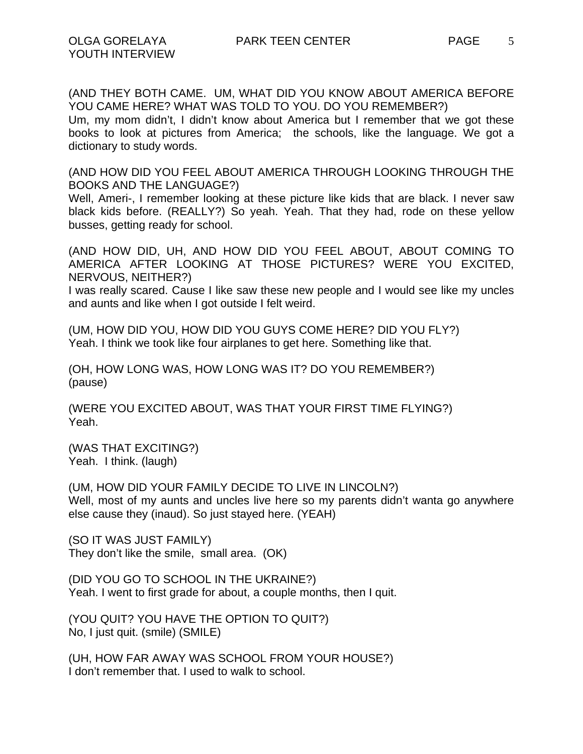(AND THEY BOTH CAME. UM, WHAT DID YOU KNOW ABOUT AMERICA BEFORE YOU CAME HERE? WHAT WAS TOLD TO YOU. DO YOU REMEMBER?)
Um, my mom didn't, I didn't know about America but I remember that we got these books to look at pictures from America; the schools, like the language. We got a dictionary to study words.

(AND HOW DID YOU FEEL ABOUT AMERICA THROUGH LOOKING THROUGH THE BOOKS AND THE LANGUAGE?)
Well, Ameri-, I remember looking at these picture like kids that are black. I never saw black kids before. (REALLY?) So yeah. Yeah. That they had, rode on these yellow busses, getting ready for school.

(AND HOW DID, UH, AND HOW DID YOU FEEL ABOUT, ABOUT COMING TO AMERICA AFTER LOOKING AT THOSE PICTURES? WERE YOU EXCITED, NERVOUS, NEITHER?)
I was really scared. Cause I like saw these new people and I would see like my uncles and aunts and like when I got outside I felt weird.

(UM, HOW DID YOU, HOW DID YOU GUYS COME HERE? DID YOU FLY?)
Yeah. I think we took like four airplanes to get here. Something like that.

(OH, HOW LONG WAS, HOW LONG WAS IT? DO YOU REMEMBER?)
(pause)

(WERE YOU EXCITED ABOUT, WAS THAT YOUR FIRST TIME FLYING?)
Yeah.

(WAS THAT EXCITING?)
Yeah. I think. (laugh)

(UM, HOW DID YOUR FAMILY DECIDE TO LIVE IN LINCOLN?)
Well, most of my aunts and uncles live here so my parents didn't wanta go anywhere else cause they (inaud). So just stayed here. (YEAH)

(SO IT WAS JUST FAMILY)
They don't like the smile, small area. (OK)

(DID YOU GO TO SCHOOL IN THE UKRAINE?)
Yeah. I went to first grade for about, a couple months, then I quit.

(YOU QUIT? YOU HAVE THE OPTION TO QUIT?)
No, I just quit. (smile) (SMILE)

(UH, HOW FAR AWAY WAS SCHOOL FROM YOUR HOUSE?)
I don't remember that. I used to walk to school.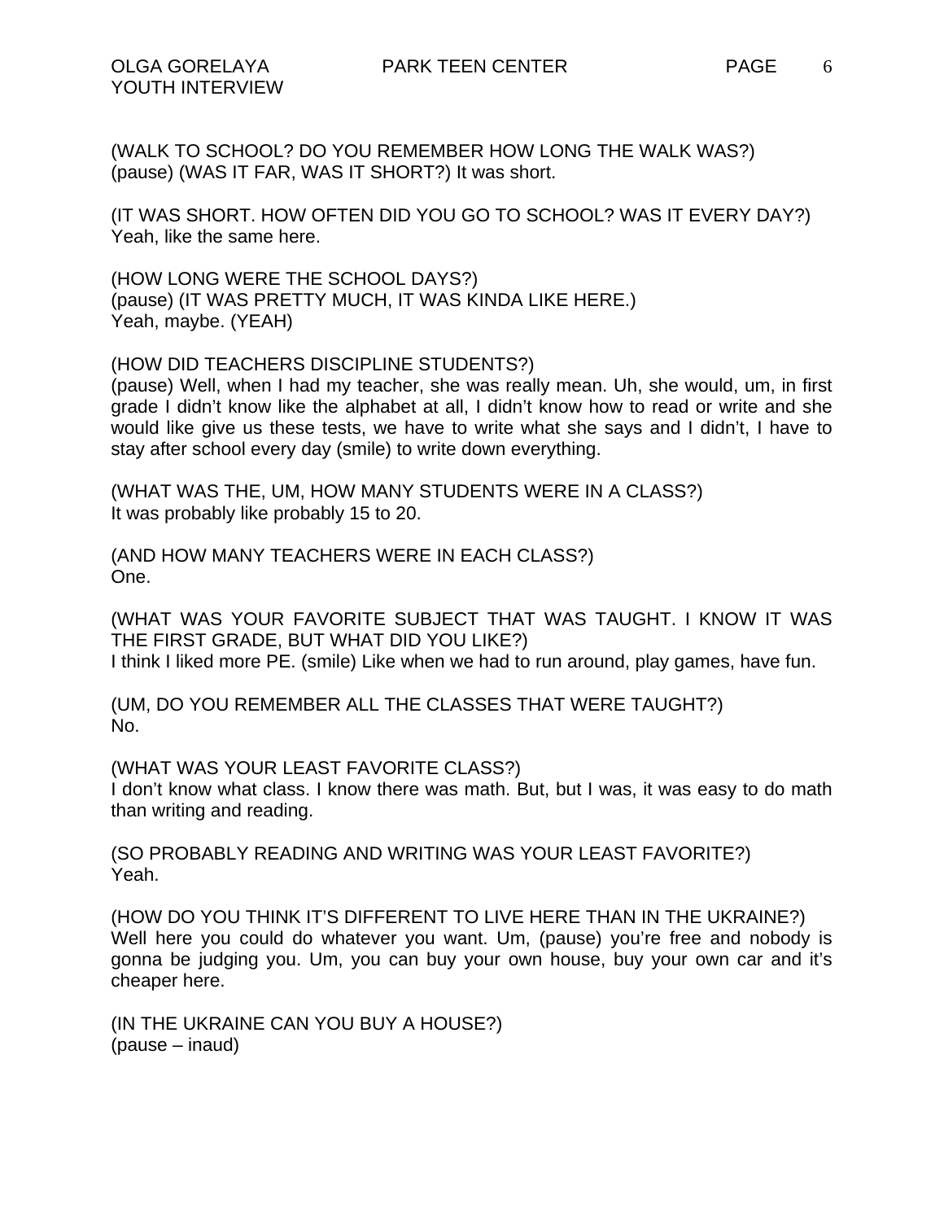(WALK TO SCHOOL? DO YOU REMEMBER HOW LONG THE WALK WAS?)
(pause) (WAS IT FAR, WAS IT SHORT?) It was short.

(IT WAS SHORT. HOW OFTEN DID YOU GO TO SCHOOL? WAS IT EVERY DAY?)
Yeah, like the same here.

(HOW LONG WERE THE SCHOOL DAYS?)
(pause) (IT WAS PRETTY MUCH, IT WAS KINDA LIKE HERE.)
Yeah, maybe. (YEAH)

(HOW DID TEACHERS DISCIPLINE STUDENTS?)
(pause) Well, when I had my teacher, she was really mean. Uh, she would, um, in first grade I didn't know like the alphabet at all, I didn't know how to read or write and she would like give us these tests, we have to write what she says and I didn't, I have to stay after school every day (smile) to write down everything.

(WHAT WAS THE, UM, HOW MANY STUDENTS WERE IN A CLASS?)
It was probably like probably 15 to 20.

(AND HOW MANY TEACHERS WERE IN EACH CLASS?)
One.

(WHAT WAS YOUR FAVORITE SUBJECT THAT WAS TAUGHT. I KNOW IT WAS THE FIRST GRADE, BUT WHAT DID YOU LIKE?)
I think I liked more PE. (smile) Like when we had to run around, play games, have fun.

(UM, DO YOU REMEMBER ALL THE CLASSES THAT WERE TAUGHT?)
No.

(WHAT WAS YOUR LEAST FAVORITE CLASS?)
I don't know what class. I know there was math. But, but I was, it was easy to do math than writing and reading.

(SO PROBABLY READING AND WRITING WAS YOUR LEAST FAVORITE?)
Yeah.

(HOW DO YOU THINK IT'S DIFFERENT TO LIVE HERE THAN IN THE UKRAINE?)
Well here you could do whatever you want. Um, (pause) you're free and nobody is gonna be judging you. Um, you can buy your own house, buy your own car and it's cheaper here.

(IN THE UKRAINE CAN YOU BUY A HOUSE?)
(pause – inaud)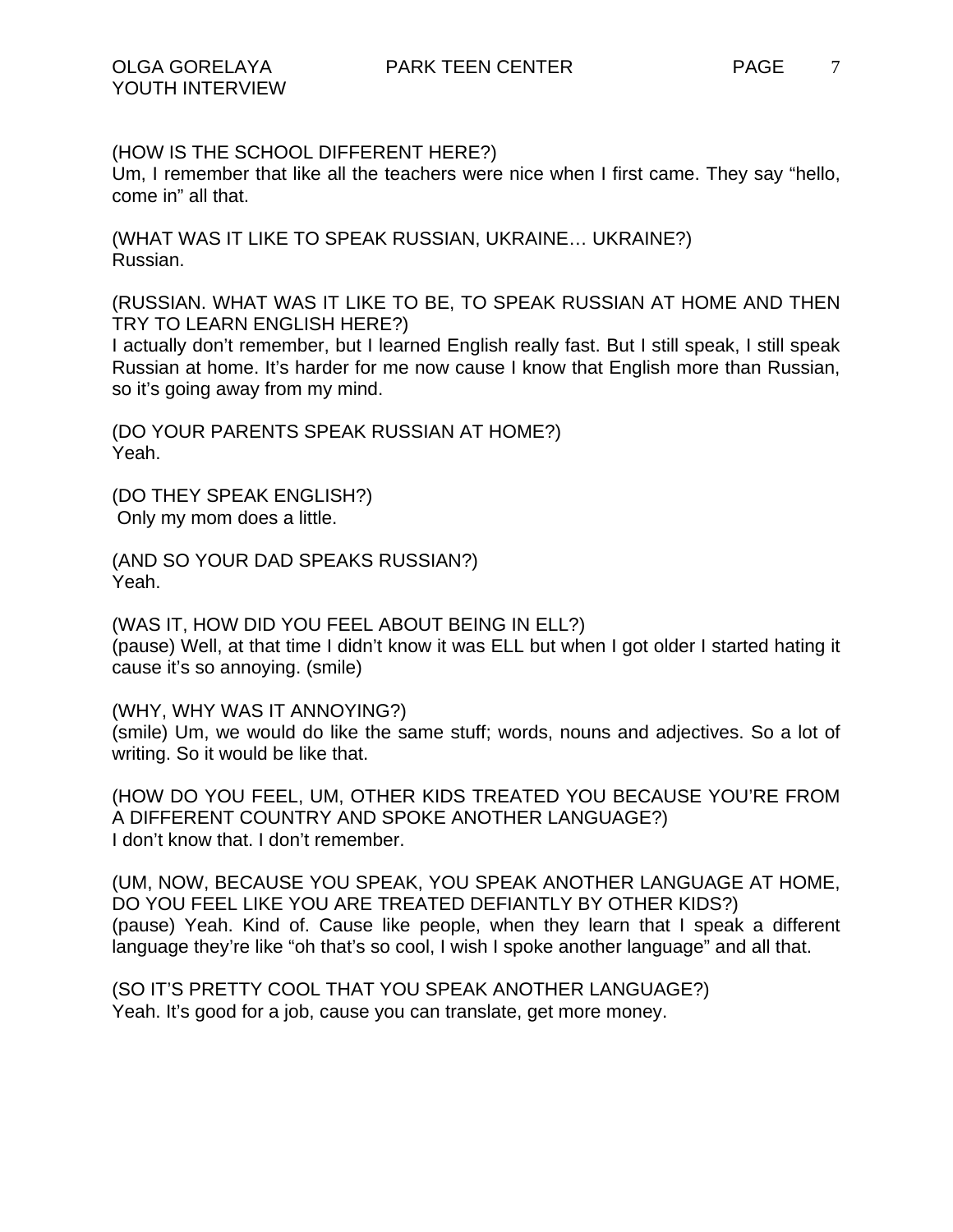(HOW IS THE SCHOOL DIFFERENT HERE?)
Um, I remember that like all the teachers were nice when I first came. They say "hello, come in" all that.

(WHAT WAS IT LIKE TO SPEAK RUSSIAN, UKRAINE… UKRAINE?)
Russian.

(RUSSIAN. WHAT WAS IT LIKE TO BE, TO SPEAK RUSSIAN AT HOME AND THEN TRY TO LEARN ENGLISH HERE?)
I actually don't remember, but I learned English really fast. But I still speak, I still speak Russian at home. It's harder for me now cause I know that English more than Russian, so it's going away from my mind.

(DO YOUR PARENTS SPEAK RUSSIAN AT HOME?)
Yeah.

(DO THEY SPEAK ENGLISH?)
Only my mom does a little.

(AND SO YOUR DAD SPEAKS RUSSIAN?)
Yeah.

(WAS IT, HOW DID YOU FEEL ABOUT BEING IN ELL?)
(pause) Well, at that time I didn't know it was ELL but when I got older I started hating it cause it's so annoying. (smile)

(WHY, WHY WAS IT ANNOYING?)
(smile) Um, we would do like the same stuff; words, nouns and adjectives. So a lot of writing. So it would be like that.

(HOW DO YOU FEEL, UM, OTHER KIDS TREATED YOU BECAUSE YOU'RE FROM A DIFFERENT COUNTRY AND SPOKE ANOTHER LANGUAGE?)
I don't know that. I don't remember.

(UM, NOW, BECAUSE YOU SPEAK, YOU SPEAK ANOTHER LANGUAGE AT HOME, DO YOU FEEL LIKE YOU ARE TREATED DEFIANTLY BY OTHER KIDS?)
(pause) Yeah. Kind of. Cause like people, when they learn that I speak a different language they're like "oh that's so cool, I wish I spoke another language" and all that.

(SO IT'S PRETTY COOL THAT YOU SPEAK ANOTHER LANGUAGE?)
Yeah. It's good for a job, cause you can translate, get more money.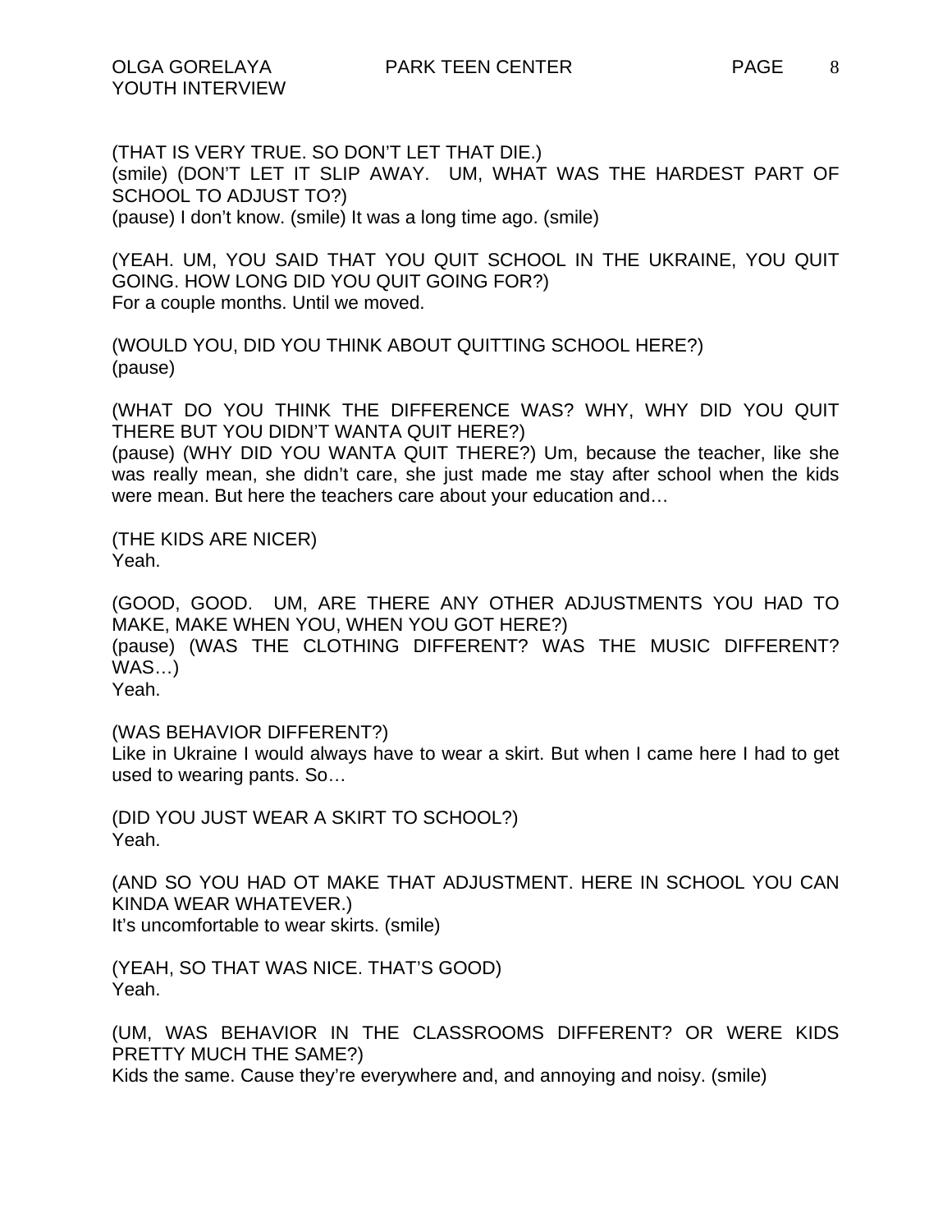(THAT IS VERY TRUE. SO DON'T LET THAT DIE.)
(smile) (DON'T LET IT SLIP AWAY. UM, WHAT WAS THE HARDEST PART OF SCHOOL TO ADJUST TO?)
(pause) I don't know. (smile) It was a long time ago. (smile)

(YEAH. UM, YOU SAID THAT YOU QUIT SCHOOL IN THE UKRAINE, YOU QUIT GOING. HOW LONG DID YOU QUIT GOING FOR?)
For a couple months. Until we moved.

(WOULD YOU, DID YOU THINK ABOUT QUITTING SCHOOL HERE?)
(pause)

(WHAT DO YOU THINK THE DIFFERENCE WAS? WHY, WHY DID YOU QUIT THERE BUT YOU DIDN'T WANTA QUIT HERE?)
(pause) (WHY DID YOU WANTA QUIT THERE?) Um, because the teacher, like she was really mean, she didn't care, she just made me stay after school when the kids were mean. But here the teachers care about your education and…

(THE KIDS ARE NICER)
Yeah.

(GOOD, GOOD. UM, ARE THERE ANY OTHER ADJUSTMENTS YOU HAD TO MAKE, MAKE WHEN YOU, WHEN YOU GOT HERE?)
(pause) (WAS THE CLOTHING DIFFERENT? WAS THE MUSIC DIFFERENT? WAS…)
Yeah.

(WAS BEHAVIOR DIFFERENT?)
Like in Ukraine I would always have to wear a skirt. But when I came here I had to get used to wearing pants. So…

(DID YOU JUST WEAR A SKIRT TO SCHOOL?)
Yeah.

(AND SO YOU HAD OT MAKE THAT ADJUSTMENT. HERE IN SCHOOL YOU CAN KINDA WEAR WHATEVER.)
It's uncomfortable to wear skirts. (smile)

(YEAH, SO THAT WAS NICE. THAT'S GOOD)
Yeah.

(UM, WAS BEHAVIOR IN THE CLASSROOMS DIFFERENT? OR WERE KIDS PRETTY MUCH THE SAME?)
Kids the same. Cause they're everywhere and, and annoying and noisy. (smile)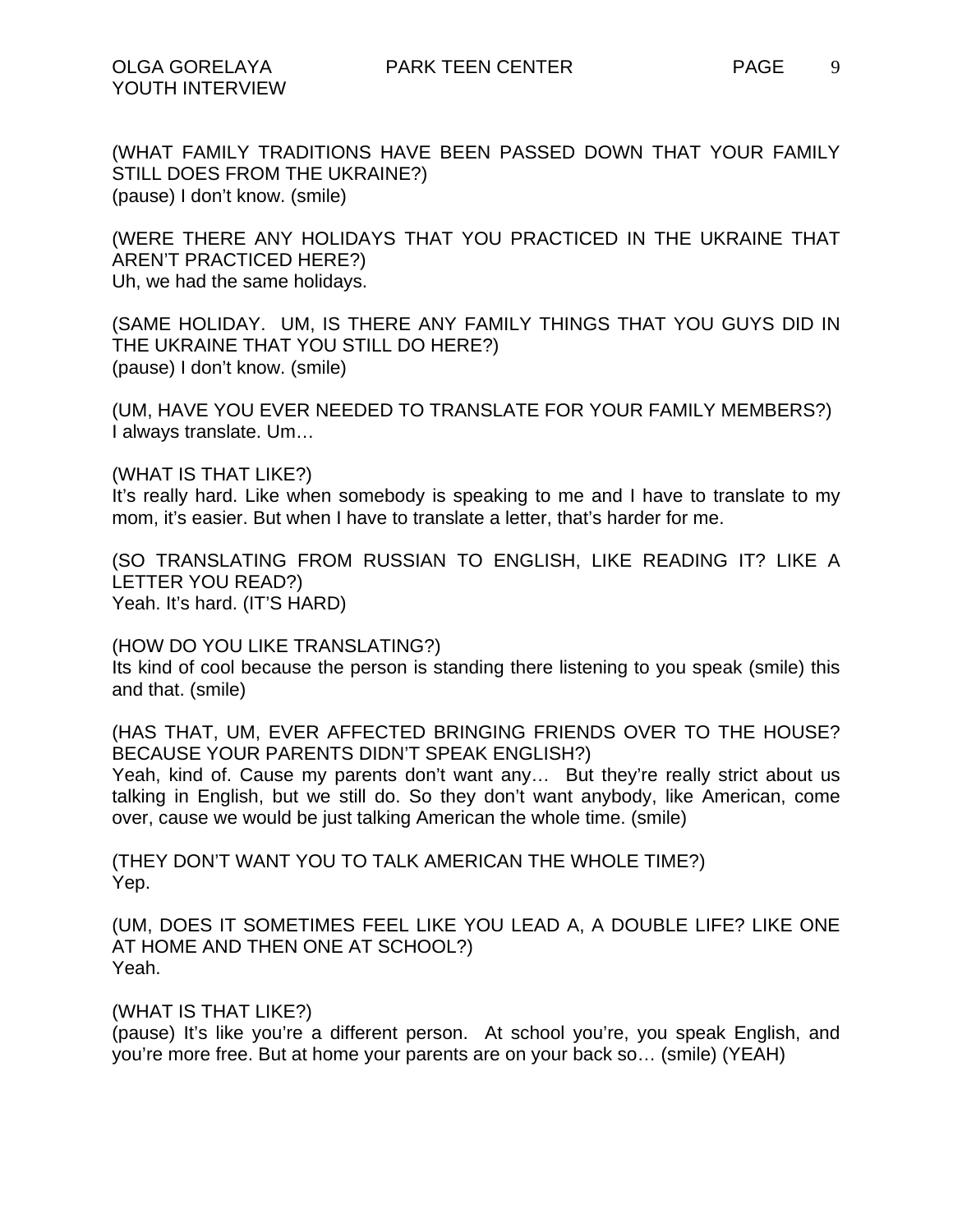(WHAT FAMILY TRADITIONS HAVE BEEN PASSED DOWN THAT YOUR FAMILY STILL DOES FROM THE UKRAINE?)
(pause) I don't know. (smile)

(WERE THERE ANY HOLIDAYS THAT YOU PRACTICED IN THE UKRAINE THAT AREN'T PRACTICED HERE?)
Uh, we had the same holidays.

(SAME HOLIDAY. UM, IS THERE ANY FAMILY THINGS THAT YOU GUYS DID IN THE UKRAINE THAT YOU STILL DO HERE?)
(pause) I don't know. (smile)

(UM, HAVE YOU EVER NEEDED TO TRANSLATE FOR YOUR FAMILY MEMBERS?)
I always translate. Um…

(WHAT IS THAT LIKE?)
It's really hard. Like when somebody is speaking to me and I have to translate to my mom, it's easier. But when I have to translate a letter, that's harder for me.

(SO TRANSLATING FROM RUSSIAN TO ENGLISH, LIKE READING IT? LIKE A LETTER YOU READ?)
Yeah. It's hard. (IT'S HARD)

(HOW DO YOU LIKE TRANSLATING?)
Its kind of cool because the person is standing there listening to you speak (smile) this and that. (smile)

(HAS THAT, UM, EVER AFFECTED BRINGING FRIENDS OVER TO THE HOUSE? BECAUSE YOUR PARENTS DIDN'T SPEAK ENGLISH?)
Yeah, kind of. Cause my parents don't want any… But they're really strict about us talking in English, but we still do. So they don't want anybody, like American, come over, cause we would be just talking American the whole time. (smile)

(THEY DON'T WANT YOU TO TALK AMERICAN THE WHOLE TIME?)
Yep.

(UM, DOES IT SOMETIMES FEEL LIKE YOU LEAD A, A DOUBLE LIFE? LIKE ONE AT HOME AND THEN ONE AT SCHOOL?)
Yeah.

(WHAT IS THAT LIKE?)
(pause) It's like you're a different person. At school you're, you speak English, and you're more free. But at home your parents are on your back so… (smile) (YEAH)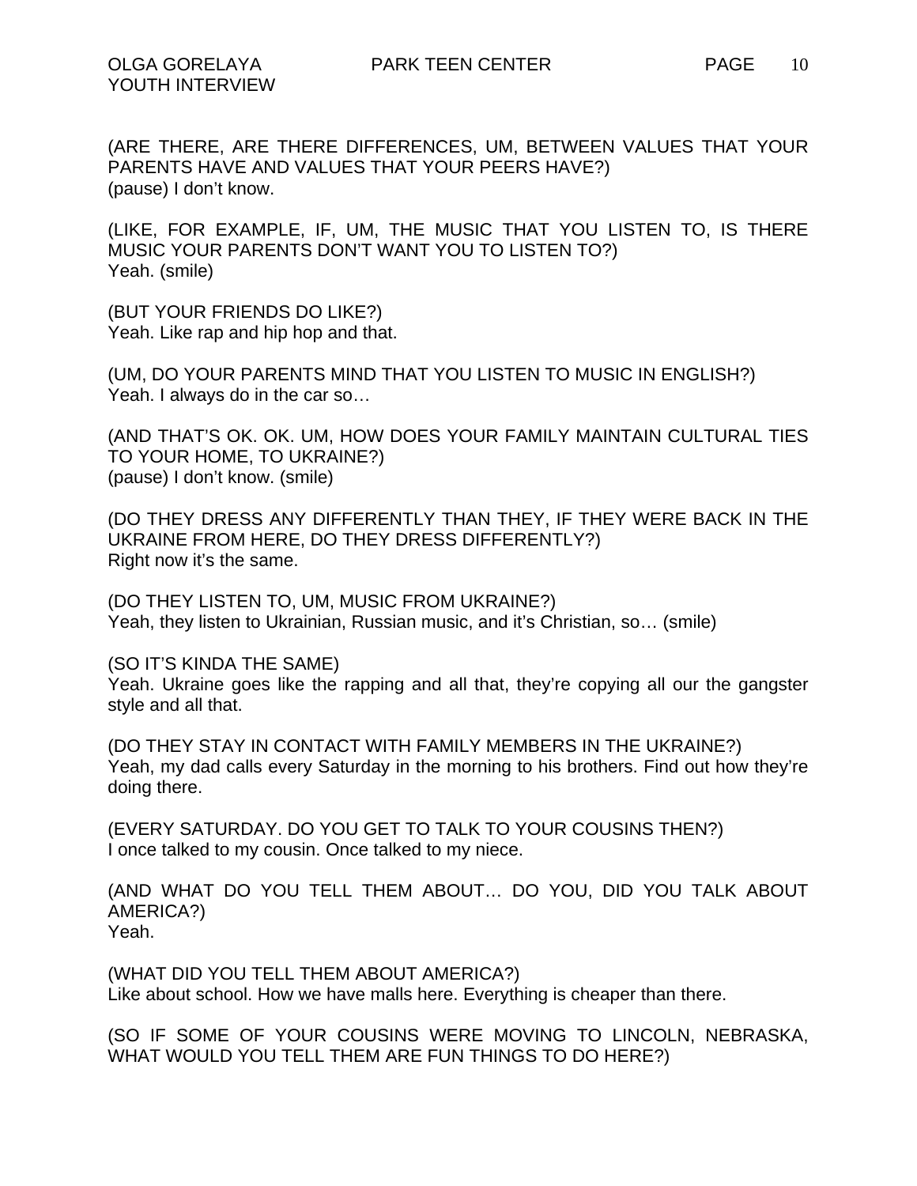(ARE THERE, ARE THERE DIFFERENCES, UM, BETWEEN VALUES THAT YOUR PARENTS HAVE AND VALUES THAT YOUR PEERS HAVE?)
(pause) I don't know.

(LIKE, FOR EXAMPLE, IF, UM, THE MUSIC THAT YOU LISTEN TO, IS THERE MUSIC YOUR PARENTS DON'T WANT YOU TO LISTEN TO?)
Yeah. (smile)

(BUT YOUR FRIENDS DO LIKE?)
Yeah. Like rap and hip hop and that.

(UM, DO YOUR PARENTS MIND THAT YOU LISTEN TO MUSIC IN ENGLISH?)
Yeah. I always do in the car so…

(AND THAT'S OK. OK. UM, HOW DOES YOUR FAMILY MAINTAIN CULTURAL TIES TO YOUR HOME, TO UKRAINE?)
(pause) I don't know. (smile)

(DO THEY DRESS ANY DIFFERENTLY THAN THEY, IF THEY WERE BACK IN THE UKRAINE FROM HERE, DO THEY DRESS DIFFERENTLY?)
Right now it's the same.

(DO THEY LISTEN TO, UM, MUSIC FROM UKRAINE?)
Yeah, they listen to Ukrainian, Russian music, and it's Christian, so… (smile)

(SO IT'S KINDA THE SAME)
Yeah. Ukraine goes like the rapping and all that, they're copying all our the gangster style and all that.

(DO THEY STAY IN CONTACT WITH FAMILY MEMBERS IN THE UKRAINE?)
Yeah, my dad calls every Saturday in the morning to his brothers. Find out how they're doing there.

(EVERY SATURDAY. DO YOU GET TO TALK TO YOUR COUSINS THEN?)
I once talked to my cousin. Once talked to my niece.

(AND WHAT DO YOU TELL THEM ABOUT… DO YOU, DID YOU TALK ABOUT AMERICA?)
Yeah.

(WHAT DID YOU TELL THEM ABOUT AMERICA?)
Like about school. How we have malls here. Everything is cheaper than there.

(SO IF SOME OF YOUR COUSINS WERE MOVING TO LINCOLN, NEBRASKA, WHAT WOULD YOU TELL THEM ARE FUN THINGS TO DO HERE?)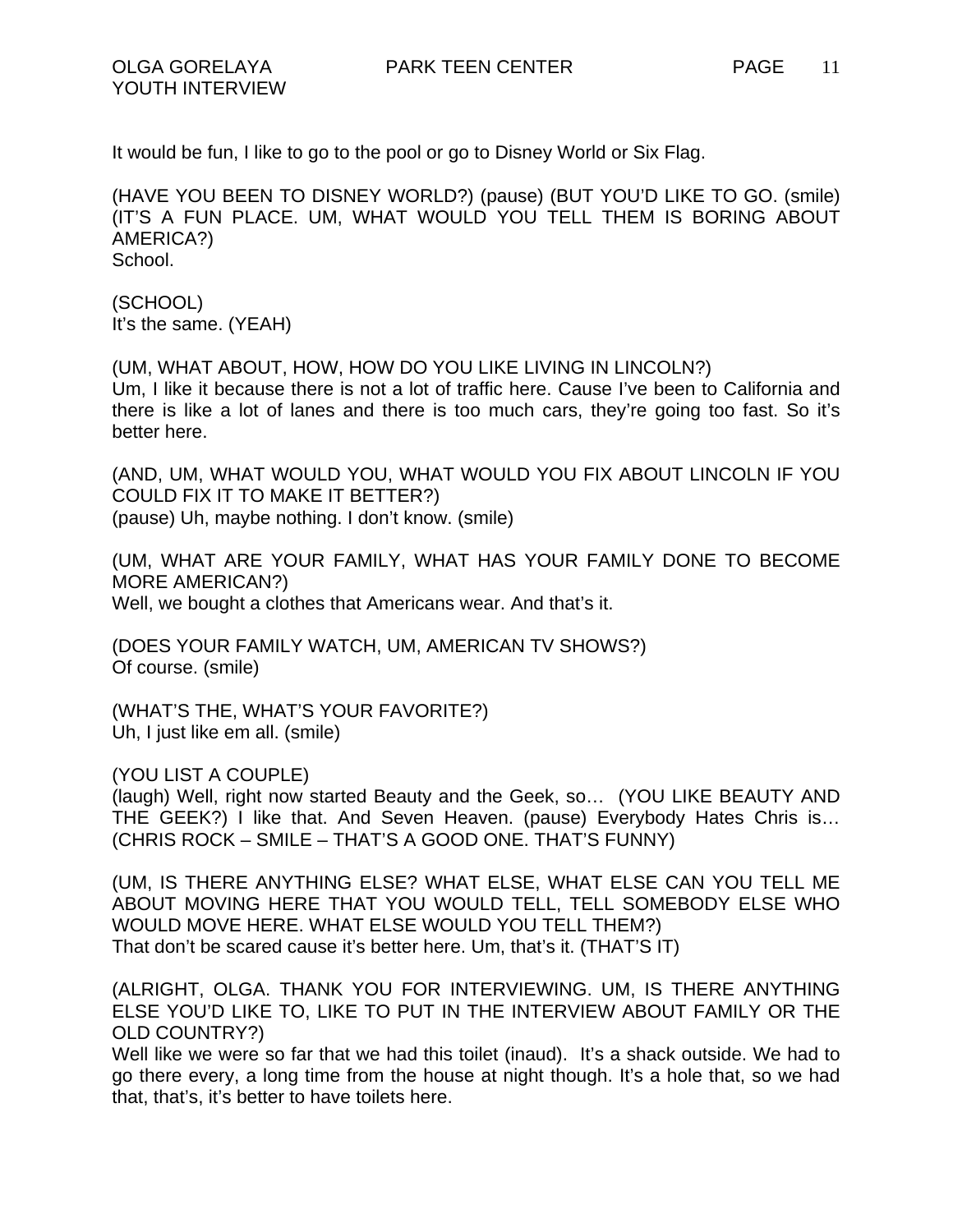It would be fun, I like to go to the pool or go to Disney World or Six Flag.

(HAVE YOU BEEN TO DISNEY WORLD?) (pause) (BUT YOU'D LIKE TO GO. (smile) (IT'S A FUN PLACE. UM, WHAT WOULD YOU TELL THEM IS BORING ABOUT AMERICA?)
School.

(SCHOOL)
It's the same. (YEAH)

(UM, WHAT ABOUT, HOW, HOW DO YOU LIKE LIVING IN LINCOLN?)
Um, I like it because there is not a lot of traffic here. Cause I've been to California and there is like a lot of lanes and there is too much cars, they're going too fast. So it's better here.

(AND, UM, WHAT WOULD YOU, WHAT WOULD YOU FIX ABOUT LINCOLN IF YOU COULD FIX IT TO MAKE IT BETTER?)
(pause) Uh, maybe nothing. I don't know. (smile)

(UM, WHAT ARE YOUR FAMILY, WHAT HAS YOUR FAMILY DONE TO BECOME MORE AMERICAN?)
Well, we bought a clothes that Americans wear. And that's it.

(DOES YOUR FAMILY WATCH, UM, AMERICAN TV SHOWS?)
Of course. (smile)

(WHAT'S THE, WHAT'S YOUR FAVORITE?)
Uh, I just like em all. (smile)

(YOU LIST A COUPLE)
(laugh) Well, right now started Beauty and the Geek, so… (YOU LIKE BEAUTY AND THE GEEK?) I like that. And Seven Heaven. (pause) Everybody Hates Chris is… (CHRIS ROCK – SMILE – THAT'S A GOOD ONE. THAT'S FUNNY)

(UM, IS THERE ANYTHING ELSE? WHAT ELSE, WHAT ELSE CAN YOU TELL ME ABOUT MOVING HERE THAT YOU WOULD TELL, TELL SOMEBODY ELSE WHO WOULD MOVE HERE. WHAT ELSE WOULD YOU TELL THEM?)
That don't be scared cause it's better here. Um, that's it. (THAT'S IT)

(ALRIGHT, OLGA. THANK YOU FOR INTERVIEWING. UM, IS THERE ANYTHING ELSE YOU'D LIKE TO, LIKE TO PUT IN THE INTERVIEW ABOUT FAMILY OR THE OLD COUNTRY?)
Well like we were so far that we had this toilet (inaud). It's a shack outside. We had to go there every, a long time from the house at night though. It's a hole that, so we had that, that's, it's better to have toilets here.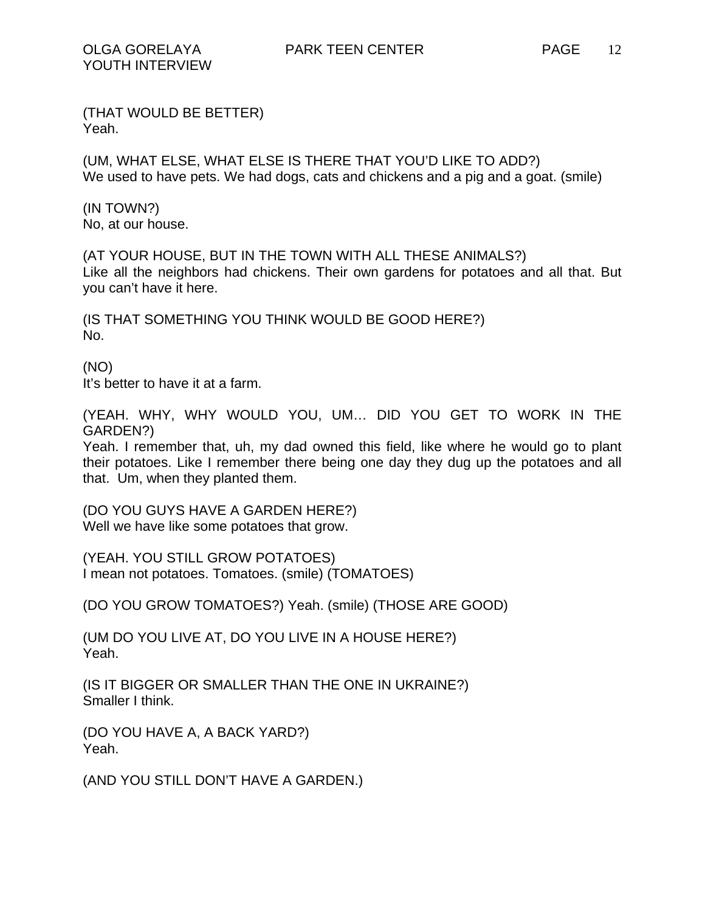(THAT WOULD BE BETTER)
Yeah.

(UM, WHAT ELSE, WHAT ELSE IS THERE THAT YOU'D LIKE TO ADD?)
We used to have pets. We had dogs, cats and chickens and a pig and a goat. (smile)

(IN TOWN?)
No, at our house.

(AT YOUR HOUSE, BUT IN THE TOWN WITH ALL THESE ANIMALS?)
Like all the neighbors had chickens. Their own gardens for potatoes and all that. But you can't have it here.

(IS THAT SOMETHING YOU THINK WOULD BE GOOD HERE?)
No.

(NO)
It's better to have it at a farm.

(YEAH. WHY, WHY WOULD YOU, UM… DID YOU GET TO WORK IN THE GARDEN?)
Yeah. I remember that, uh, my dad owned this field, like where he would go to plant their potatoes. Like I remember there being one day they dug up the potatoes and all that. Um, when they planted them.

(DO YOU GUYS HAVE A GARDEN HERE?)
Well we have like some potatoes that grow.

(YEAH. YOU STILL GROW POTATOES)
I mean not potatoes. Tomatoes. (smile) (TOMATOES)

(DO YOU GROW TOMATOES?) Yeah. (smile) (THOSE ARE GOOD)

(UM DO YOU LIVE AT, DO YOU LIVE IN A HOUSE HERE?)
Yeah.

(IS IT BIGGER OR SMALLER THAN THE ONE IN UKRAINE?)
Smaller I think.

(DO YOU HAVE A, A BACK YARD?)
Yeah.

(AND YOU STILL DON'T HAVE A GARDEN.)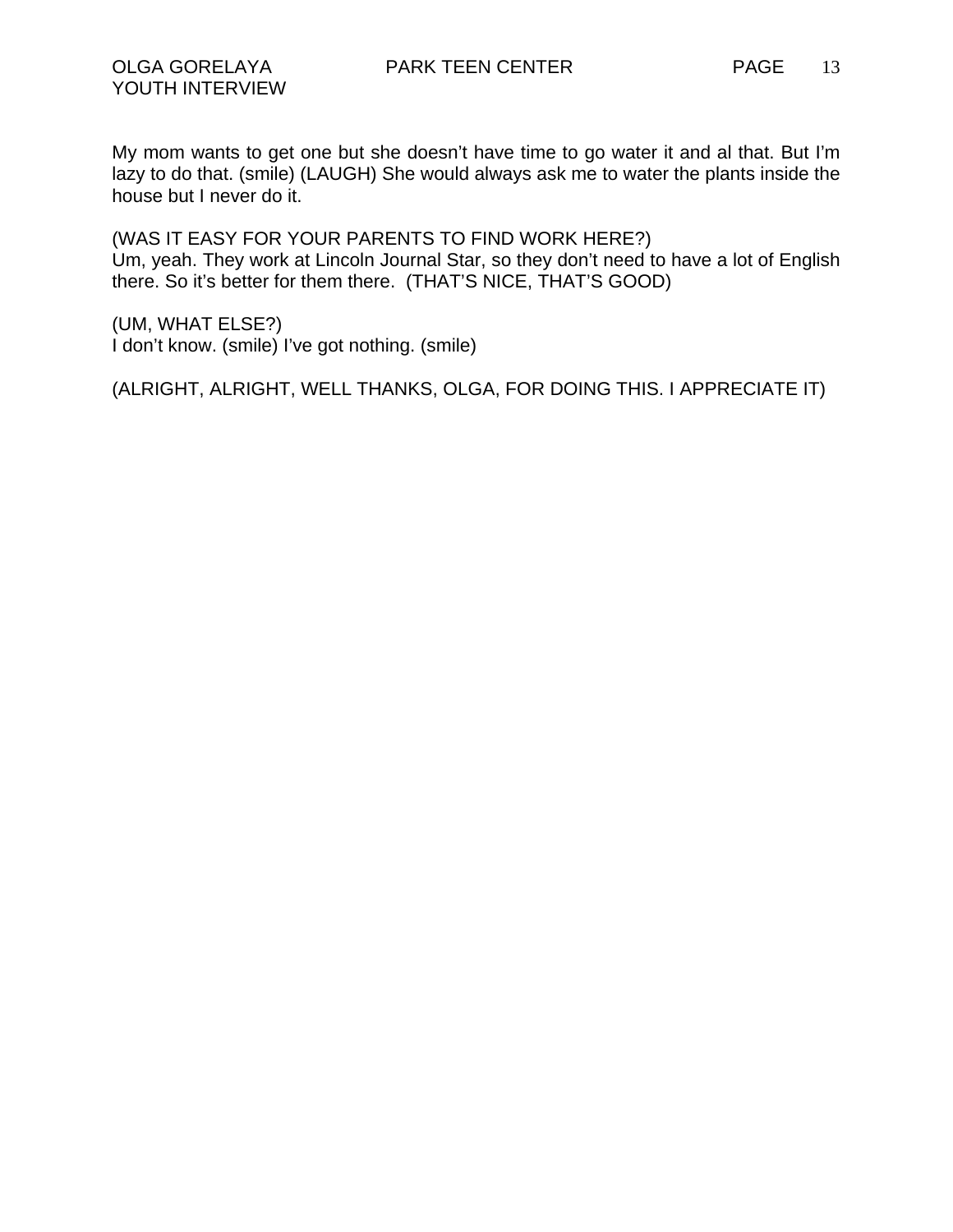My mom wants to get one but she doesn't have time to go water it and al that. But I'm lazy to do that. (smile) (LAUGH) She would always ask me to water the plants inside the house but I never do it.

(WAS IT EASY FOR YOUR PARENTS TO FIND WORK HERE?)
Um, yeah. They work at Lincoln Journal Star, so they don't need to have a lot of English there. So it's better for them there. (THAT'S NICE, THAT'S GOOD)

(UM, WHAT ELSE?)
I don't know. (smile) I've got nothing. (smile)

(ALRIGHT, ALRIGHT, WELL THANKS, OLGA, FOR DOING THIS. I APPRECIATE IT)